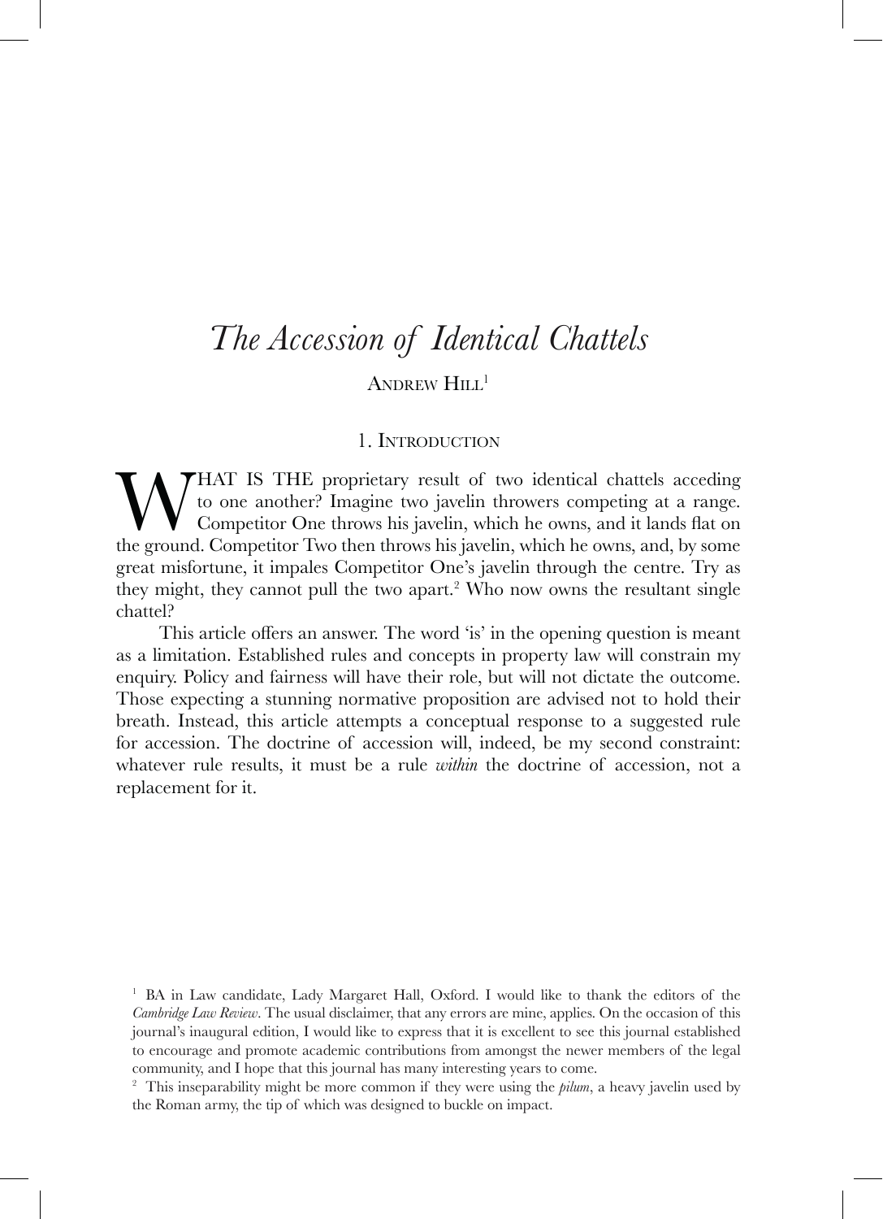# *The Accession of Identical Chattels*

ANDREW HILL[1]

## 1. INTRODUCTION

WHAT IS THE proprietary result of two identical chattels acceding to one another? Imagine two javelin throwers competing at a range. Competitor One throws his javelin, which he owns, and it lands flat on the ground. Competitor Two then throws his javelin, which he owns, and, by some great misfortune, it impales Competitor One's javelin through the centre. Try as they might, they cannot pull the two apart.[2] Who now owns the resultant single chattel?

This article offers an answer. The word 'is' in the opening question is meant as a limitation. Established rules and concepts in property law will constrain my enquiry. Policy and fairness will have their role, but will not dictate the outcome. Those expecting a stunning normative proposition are advised not to hold their breath. Instead, this article attempts a conceptual response to a suggested rule for accession. The doctrine of accession will, indeed, be my second constraint: whatever rule results, it must be a rule *within* the doctrine of accession, not a replacement for it.

[1] BA in Law candidate, Lady Margaret Hall, Oxford. I would like to thank the editors of the *Cambridge Law Review*. The usual disclaimer, that any errors are mine, applies. On the occasion of this journal's inaugural edition, I would like to express that it is excellent to see this journal established to encourage and promote academic contributions from amongst the newer members of the legal community, and I hope that this journal has many interesting years to come.

[2] This inseparability might be more common if they were using the *pilum*, a heavy javelin used by the Roman army, the tip of which was designed to buckle on impact.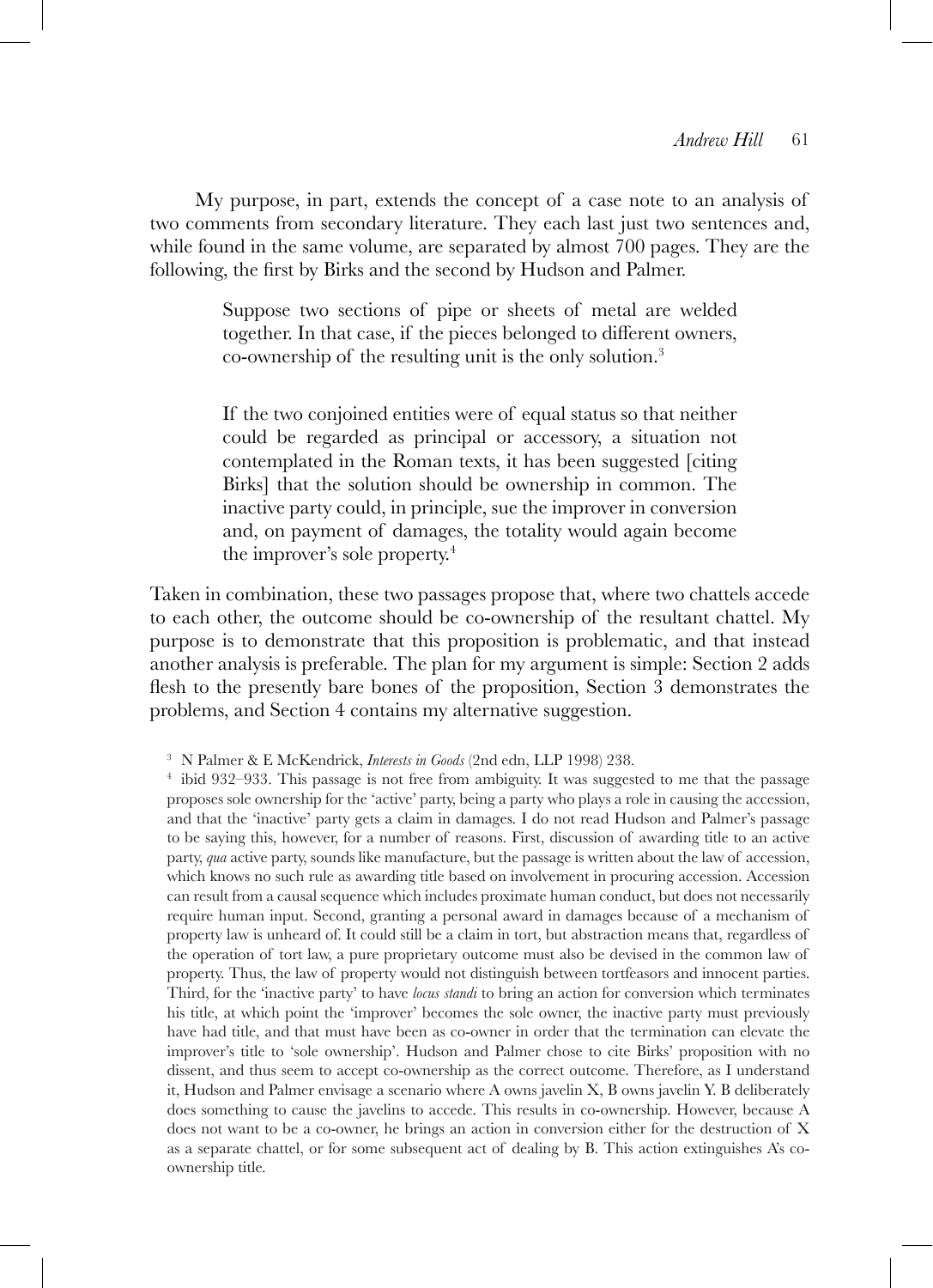My purpose, in part, extends the concept of a case note to an analysis of two comments from secondary literature. They each last just two sentences and, while found in the same volume, are separated by almost 700 pages. They are the following, the first by Birks and the second by Hudson and Palmer.

> Suppose two sections of pipe or sheets of metal are welded together. In that case, if the pieces belonged to different owners, co-ownership of the resulting unit is the only solution.[3]

> If the two conjoined entities were of equal status so that neither could be regarded as principal or accessory, a situation not contemplated in the Roman texts, it has been suggested [citing Birks] that the solution should be ownership in common. The inactive party could, in principle, sue the improver in conversion and, on payment of damages, the totality would again become the improver's sole property.[4]

Taken in combination, these two passages propose that, where two chattels accede to each other, the outcome should be co-ownership of the resultant chattel. My purpose is to demonstrate that this proposition is problematic, and that instead another analysis is preferable. The plan for my argument is simple: Section 2 adds flesh to the presently bare bones of the proposition, Section 3 demonstrates the problems, and Section 4 contains my alternative suggestion.

[3] N Palmer & E McKendrick, *Interests in Goods* (2nd edn, LLP 1998) 238.

[4] ibid 932–933. This passage is not free from ambiguity. It was suggested to me that the passage proposes sole ownership for the 'active' party, being a party who plays a role in causing the accession, and that the 'inactive' party gets a claim in damages. I do not read Hudson and Palmer's passage to be saying this, however, for a number of reasons. First, discussion of awarding title to an active party, *qua* active party, sounds like manufacture, but the passage is written about the law of accession, which knows no such rule as awarding title based on involvement in procuring accession. Accession can result from a causal sequence which includes proximate human conduct, but does not necessarily require human input. Second, granting a personal award in damages because of a mechanism of property law is unheard of. It could still be a claim in tort, but abstraction means that, regardless of the operation of tort law, a pure proprietary outcome must also be devised in the common law of property. Thus, the law of property would not distinguish between tortfeasors and innocent parties. Third, for the 'inactive party' to have *locus standi* to bring an action for conversion which terminates his title, at which point the 'improver' becomes the sole owner, the inactive party must previously have had title, and that must have been as co-owner in order that the termination can elevate the improver's title to 'sole ownership'. Hudson and Palmer chose to cite Birks' proposition with no dissent, and thus seem to accept co-ownership as the correct outcome. Therefore, as I understand it, Hudson and Palmer envisage a scenario where A owns javelin X, B owns javelin Y. B deliberately does something to cause the javelins to accede. This results in co-ownership. However, because A does not want to be a co-owner, he brings an action in conversion either for the destruction of X as a separate chattel, or for some subsequent act of dealing by B. This action extinguishes A's co-ownership title.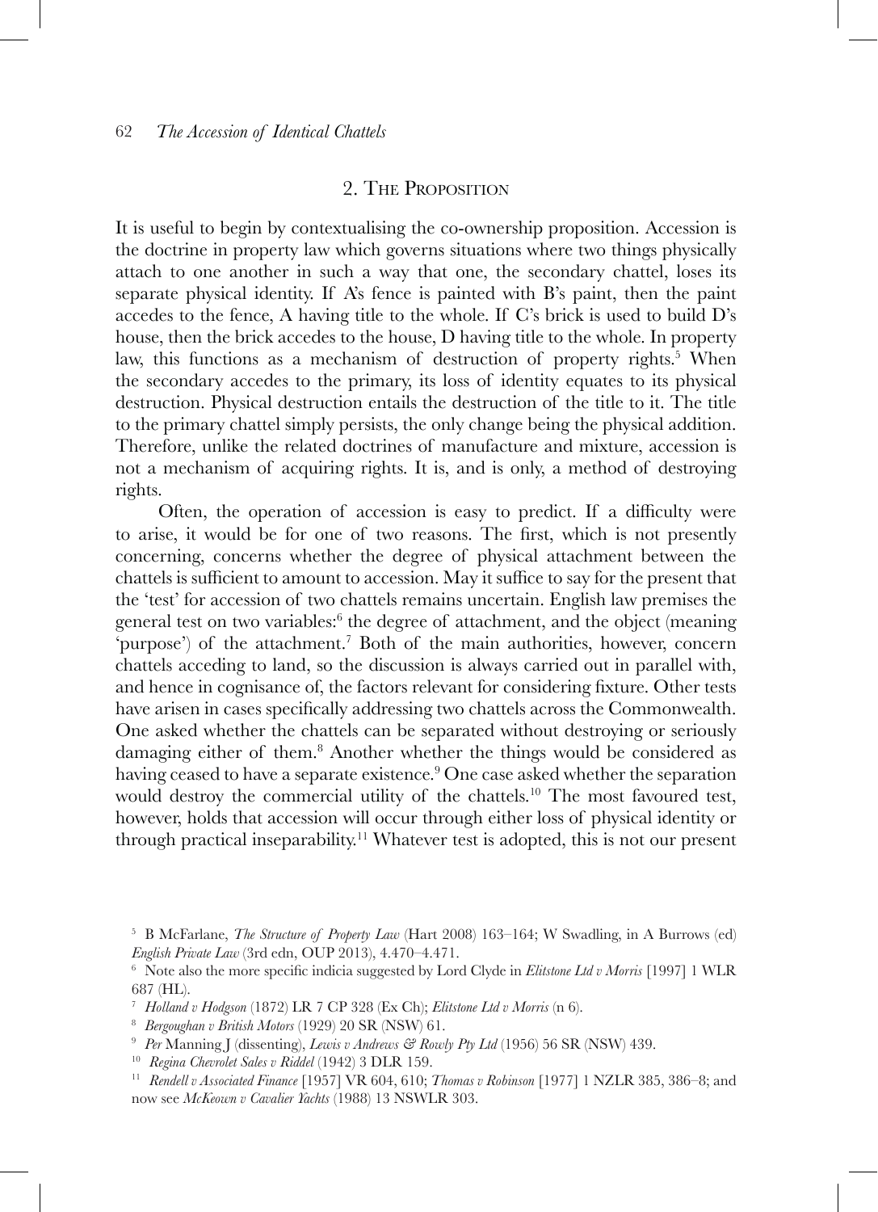## 2. The Proposition

It is useful to begin by contextualising the co-ownership proposition. Accession is the doctrine in property law which governs situations where two things physically attach to one another in such a way that one, the secondary chattel, loses its separate physical identity. If A's fence is painted with B's paint, then the paint accedes to the fence, A having title to the whole. If C's brick is used to build D's house, then the brick accedes to the house, D having title to the whole. In property law, this functions as a mechanism of destruction of property rights.[5] When the secondary accedes to the primary, its loss of identity equates to its physical destruction. Physical destruction entails the destruction of the title to it. The title to the primary chattel simply persists, the only change being the physical addition. Therefore, unlike the related doctrines of manufacture and mixture, accession is not a mechanism of acquiring rights. It is, and is only, a method of destroying rights.

Often, the operation of accession is easy to predict. If a difficulty were to arise, it would be for one of two reasons. The first, which is not presently concerning, concerns whether the degree of physical attachment between the chattels is sufficient to amount to accession. May it suffice to say for the present that the 'test' for accession of two chattels remains uncertain. English law premises the general test on two variables:[6] the degree of attachment, and the object (meaning 'purpose') of the attachment.[7] Both of the main authorities, however, concern chattels acceding to land, so the discussion is always carried out in parallel with, and hence in cognisance of, the factors relevant for considering fixture. Other tests have arisen in cases specifically addressing two chattels across the Commonwealth. One asked whether the chattels can be separated without destroying or seriously damaging either of them.[8] Another whether the things would be considered as having ceased to have a separate existence.[9] One case asked whether the separation would destroy the commercial utility of the chattels.[10] The most favoured test, however, holds that accession will occur through either loss of physical identity or through practical inseparability.[11] Whatever test is adopted, this is not our present

[5] B McFarlane, *The Structure of Property Law* (Hart 2008) 163–164; W Swadling, in A Burrows (ed) *English Private Law* (3rd edn, OUP 2013), 4.470–4.471.

[6] Note also the more specific indicia suggested by Lord Clyde in *Elitstone Ltd v Morris* [1997] 1 WLR 687 (HL).

[7] *Holland v Hodgson* (1872) LR 7 CP 328 (Ex Ch); *Elitstone Ltd v Morris* (n 6).

[8] *Bergoughan v British Motors* (1929) 20 SR (NSW) 61.

[9] *Per* Manning J (dissenting), *Lewis v Andrews & Rowly Pty Ltd* (1956) 56 SR (NSW) 439.

[10] *Regina Chevrolet Sales v Riddel* (1942) 3 DLR 159.

[11] *Rendell v Associated Finance* [1957] VR 604, 610; *Thomas v Robinson* [1977] 1 NZLR 385, 386–8; and now see *McKeown v Cavalier Yachts* (1988) 13 NSWLR 303.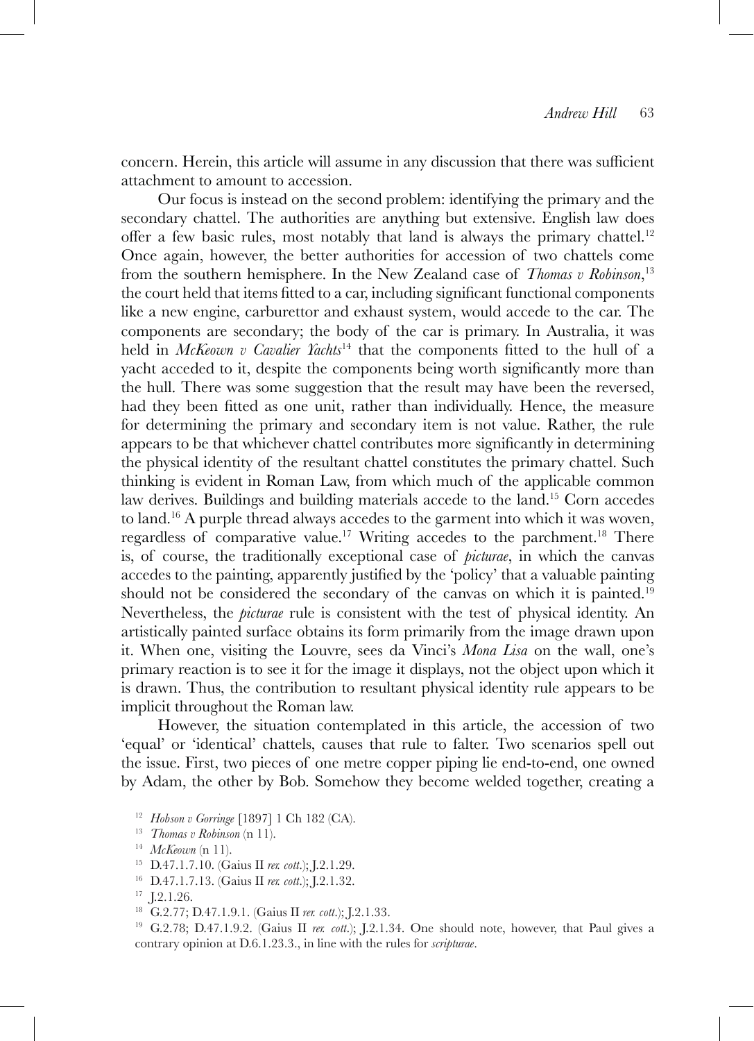concern. Herein, this article will assume in any discussion that there was sufficient attachment to amount to accession.

Our focus is instead on the second problem: identifying the primary and the secondary chattel. The authorities are anything but extensive. English law does offer a few basic rules, most notably that land is always the primary chattel.[12] Once again, however, the better authorities for accession of two chattels come from the southern hemisphere. In the New Zealand case of *Thomas v Robinson*,[13] the court held that items fitted to a car, including significant functional components like a new engine, carburettor and exhaust system, would accede to the car. The components are secondary; the body of the car is primary. In Australia, it was held in *McKeown v Cavalier Yachts*[14] that the components fitted to the hull of a yacht acceded to it, despite the components being worth significantly more than the hull. There was some suggestion that the result may have been the reversed, had they been fitted as one unit, rather than individually. Hence, the measure for determining the primary and secondary item is not value. Rather, the rule appears to be that whichever chattel contributes more significantly in determining the physical identity of the resultant chattel constitutes the primary chattel. Such thinking is evident in Roman Law, from which much of the applicable common law derives. Buildings and building materials accede to the land.[15] Corn accedes to land.[16] A purple thread always accedes to the garment into which it was woven, regardless of comparative value.[17] Writing accedes to the parchment.[18] There is, of course, the traditionally exceptional case of *picturae*, in which the canvas accedes to the painting, apparently justified by the 'policy' that a valuable painting should not be considered the secondary of the canvas on which it is painted.[19] Nevertheless, the *picturae* rule is consistent with the test of physical identity. An artistically painted surface obtains its form primarily from the image drawn upon it. When one, visiting the Louvre, sees da Vinci's *Mona Lisa* on the wall, one's primary reaction is to see it for the image it displays, not the object upon which it is drawn. Thus, the contribution to resultant physical identity rule appears to be implicit throughout the Roman law.

However, the situation contemplated in this article, the accession of two 'equal' or 'identical' chattels, causes that rule to falter. Two scenarios spell out the issue. First, two pieces of one metre copper piping lie end-to-end, one owned by Adam, the other by Bob. Somehow they become welded together, creating a

[12] *Hobson v Gorringe* [1897] 1 Ch 182 (CA).

[13] *Thomas v Robinson* (n 11).

[14] *McKeown* (n 11).

[15] D.47.1.7.10. (Gaius II *rer. cott.*); J.2.1.29.

[16] D.47.1.7.13. (Gaius II *rer. cott.*); J.2.1.32.

[17] J.2.1.26.

[18] G.2.77; D.47.1.9.1. (Gaius II *rer. cott.*); J.2.1.33.

[19] G.2.78; D.47.1.9.2. (Gaius II *rer. cott.*); J.2.1.34. One should note, however, that Paul gives a contrary opinion at D.6.1.23.3., in line with the rules for *scripturae*.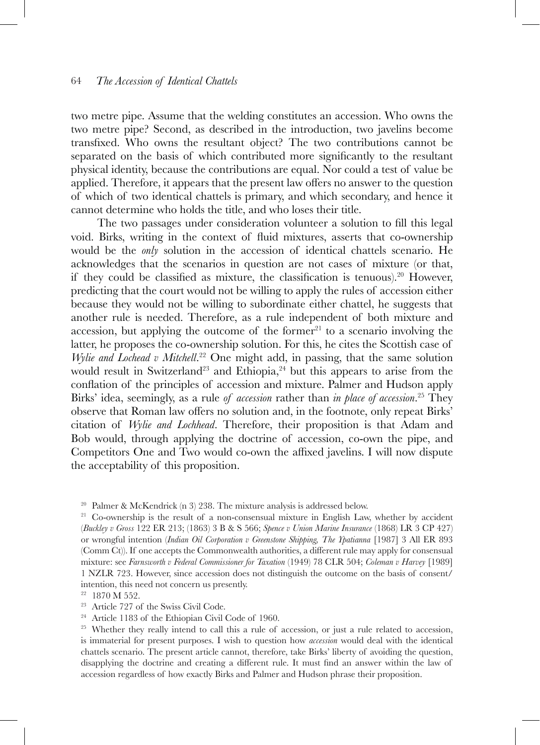two metre pipe. Assume that the welding constitutes an accession. Who owns the two metre pipe? Second, as described in the introduction, two javelins become transfixed. Who owns the resultant object? The two contributions cannot be separated on the basis of which contributed more significantly to the resultant physical identity, because the contributions are equal. Nor could a test of value be applied. Therefore, it appears that the present law offers no answer to the question of which of two identical chattels is primary, and which secondary, and hence it cannot determine who holds the title, and who loses their title.

The two passages under consideration volunteer a solution to fill this legal void. Birks, writing in the context of fluid mixtures, asserts that co-ownership would be the *only* solution in the accession of identical chattels scenario. He acknowledges that the scenarios in question are not cases of mixture (or that, if they could be classified as mixture, the classification is tenuous).[20] However, predicting that the court would not be willing to apply the rules of accession either because they would not be willing to subordinate either chattel, he suggests that another rule is needed. Therefore, as a rule independent of both mixture and accession, but applying the outcome of the former[21] to a scenario involving the latter, he proposes the co-ownership solution. For this, he cites the Scottish case of *Wylie and Lochead v Mitchell*.[22] One might add, in passing, that the same solution would result in Switzerland[23] and Ethiopia,[24] but this appears to arise from the conflation of the principles of accession and mixture. Palmer and Hudson apply Birks' idea, seemingly, as a rule *of accession* rather than *in place of accession*.[25] They observe that Roman law offers no solution and, in the footnote, only repeat Birks' citation of *Wylie and Lochhead*. Therefore, their proposition is that Adam and Bob would, through applying the doctrine of accession, co-own the pipe, and Competitors One and Two would co-own the affixed javelins. I will now dispute the acceptability of this proposition.

[20] Palmer & McKendrick (n 3) 238. The mixture analysis is addressed below.

[21] Co-ownership is the result of a non-consensual mixture in English Law, whether by accident (*Buckley v Gross* 122 ER 213; (1863) 3 B & S 566; *Spence v Union Marine Insurance* (1868) LR 3 CP 427) or wrongful intention (*Indian Oil Corporation v Greenstone Shipping, The Ypatianna* [1987] 3 All ER 893 (Comm Ct)). If one accepts the Commonwealth authorities, a different rule may apply for consensual mixture: see *Farnsworth v Federal Commissioner for Taxation* (1949) 78 CLR 504; *Coleman v Harvey* [1989] 1 NZLR 723. However, since accession does not distinguish the outcome on the basis of consent/intention, this need not concern us presently.

[22] 1870 M 552.

[23] Article 727 of the Swiss Civil Code.

[24] Article 1183 of the Ethiopian Civil Code of 1960.

[25] Whether they really intend to call this a rule of accession, or just a rule related to accession, is immaterial for present purposes. I wish to question how *accession* would deal with the identical chattels scenario. The present article cannot, therefore, take Birks' liberty of avoiding the question, disapplying the doctrine and creating a different rule. It must find an answer within the law of accession regardless of how exactly Birks and Palmer and Hudson phrase their proposition.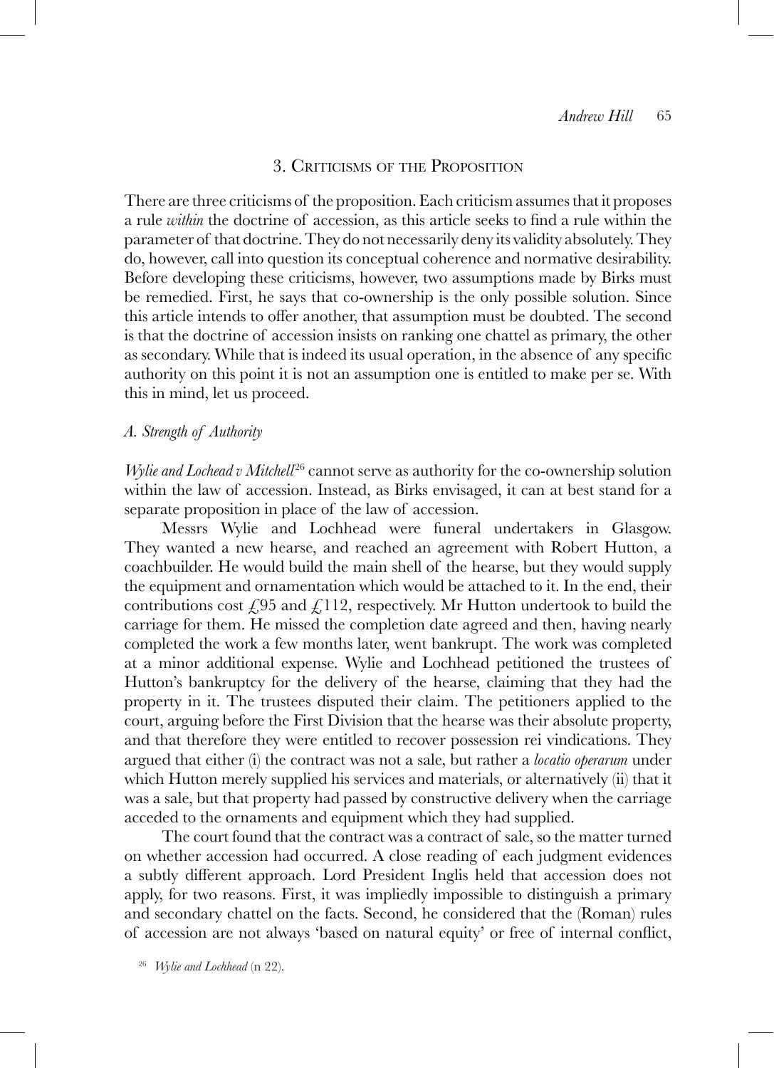## 3. Criticisms of the Proposition

There are three criticisms of the proposition. Each criticism assumes that it proposes a rule *within* the doctrine of accession, as this article seeks to find a rule within the parameter of that doctrine. They do not necessarily deny its validity absolutely. They do, however, call into question its conceptual coherence and normative desirability. Before developing these criticisms, however, two assumptions made by Birks must be remedied. First, he says that co-ownership is the only possible solution. Since this article intends to offer another, that assumption must be doubted. The second is that the doctrine of accession insists on ranking one chattel as primary, the other as secondary. While that is indeed its usual operation, in the absence of any specific authority on this point it is not an assumption one is entitled to make per se. With this in mind, let us proceed.

### A. Strength of Authority

*Wylie and Lochead v Mitchell*[26] cannot serve as authority for the co-ownership solution within the law of accession. Instead, as Birks envisaged, it can at best stand for a separate proposition in place of the law of accession.

Messrs Wylie and Lochhead were funeral undertakers in Glasgow. They wanted a new hearse, and reached an agreement with Robert Hutton, a coachbuilder. He would build the main shell of the hearse, but they would supply the equipment and ornamentation which would be attached to it. In the end, their contributions cost £95 and £112, respectively. Mr Hutton undertook to build the carriage for them. He missed the completion date agreed and then, having nearly completed the work a few months later, went bankrupt. The work was completed at a minor additional expense. Wylie and Lochhead petitioned the trustees of Hutton's bankruptcy for the delivery of the hearse, claiming that they had the property in it. The trustees disputed their claim. The petitioners applied to the court, arguing before the First Division that the hearse was their absolute property, and that therefore they were entitled to recover possession rei vindications. They argued that either (i) the contract was not a sale, but rather a *locatio operarum* under which Hutton merely supplied his services and materials, or alternatively (ii) that it was a sale, but that property had passed by constructive delivery when the carriage acceded to the ornaments and equipment which they had supplied.

The court found that the contract was a contract of sale, so the matter turned on whether accession had occurred. A close reading of each judgment evidences a subtly different approach. Lord President Inglis held that accession does not apply, for two reasons. First, it was impliedly impossible to distinguish a primary and secondary chattel on the facts. Second, he considered that the (Roman) rules of accession are not always 'based on natural equity' or free of internal conflict,

[26] *Wylie and Lochhead* (n 22).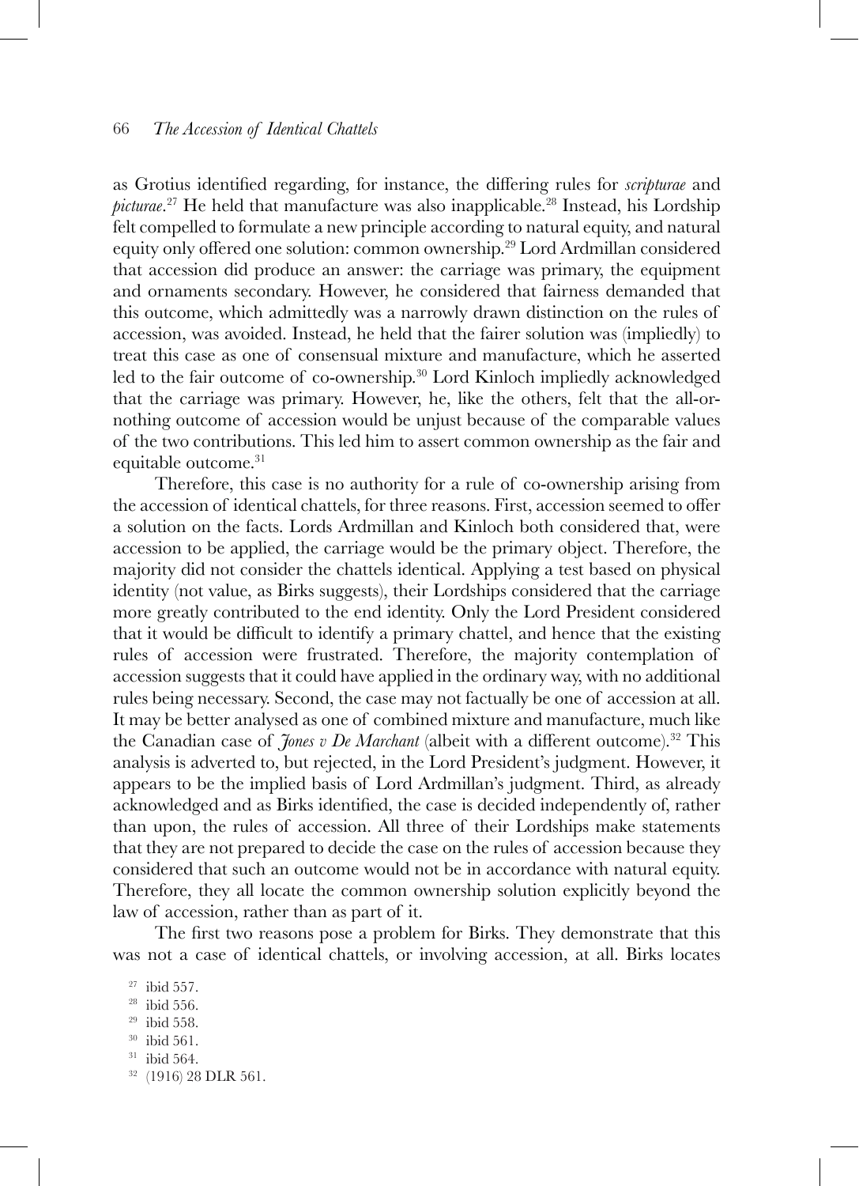as Grotius identified regarding, for instance, the differing rules for *scripturae* and *picturae*.[27] He held that manufacture was also inapplicable.[28] Instead, his Lordship felt compelled to formulate a new principle according to natural equity, and natural equity only offered one solution: common ownership.[29] Lord Ardmillan considered that accession did produce an answer: the carriage was primary, the equipment and ornaments secondary. However, he considered that fairness demanded that this outcome, which admittedly was a narrowly drawn distinction on the rules of accession, was avoided. Instead, he held that the fairer solution was (impliedly) to treat this case as one of consensual mixture and manufacture, which he asserted led to the fair outcome of co-ownership.[30] Lord Kinloch impliedly acknowledged that the carriage was primary. However, he, like the others, felt that the all-or-nothing outcome of accession would be unjust because of the comparable values of the two contributions. This led him to assert common ownership as the fair and equitable outcome.[31]

Therefore, this case is no authority for a rule of co-ownership arising from the accession of identical chattels, for three reasons. First, accession seemed to offer a solution on the facts. Lords Ardmillan and Kinloch both considered that, were accession to be applied, the carriage would be the primary object. Therefore, the majority did not consider the chattels identical. Applying a test based on physical identity (not value, as Birks suggests), their Lordships considered that the carriage more greatly contributed to the end identity. Only the Lord President considered that it would be difficult to identify a primary chattel, and hence that the existing rules of accession were frustrated. Therefore, the majority contemplation of accession suggests that it could have applied in the ordinary way, with no additional rules being necessary. Second, the case may not factually be one of accession at all. It may be better analysed as one of combined mixture and manufacture, much like the Canadian case of *Jones v De Marchant* (albeit with a different outcome).[32] This analysis is adverted to, but rejected, in the Lord President's judgment. However, it appears to be the implied basis of Lord Ardmillan's judgment. Third, as already acknowledged and as Birks identified, the case is decided independently of, rather than upon, the rules of accession. All three of their Lordships make statements that they are not prepared to decide the case on the rules of accession because they considered that such an outcome would not be in accordance with natural equity. Therefore, they all locate the common ownership solution explicitly beyond the law of accession, rather than as part of it.

The first two reasons pose a problem for Birks. They demonstrate that this was not a case of identical chattels, or involving accession, at all. Birks locates

[27] ibid 557.

[28] ibid 556.

[29] ibid 558.

[30] ibid 561.

[31] ibid 564.

[32] (1916) 28 DLR 561.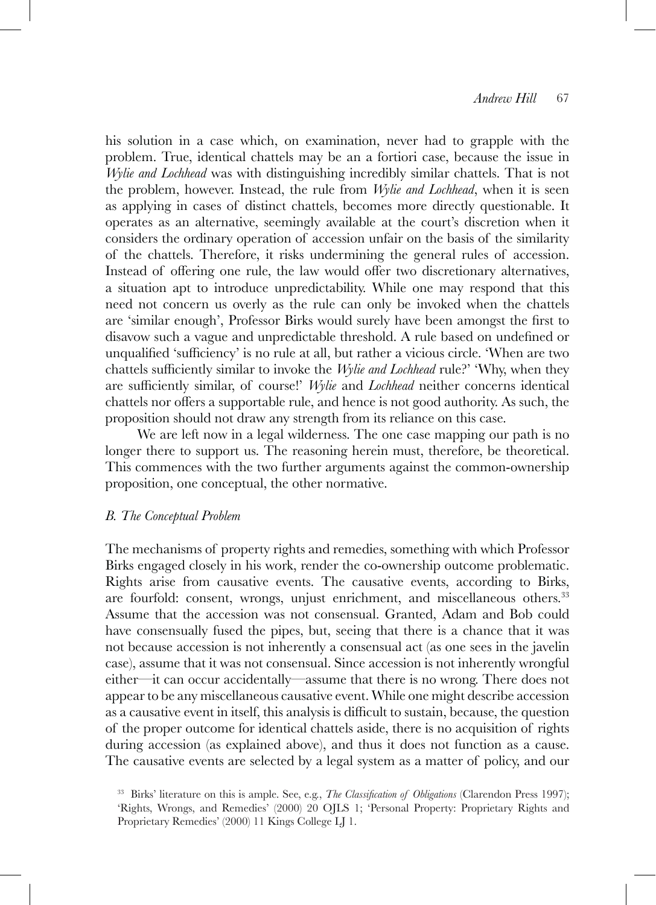his solution in a case which, on examination, never had to grapple with the problem. True, identical chattels may be an a fortiori case, because the issue in *Wylie and Lochhead* was with distinguishing incredibly similar chattels. That is not the problem, however. Instead, the rule from *Wylie and Lochhead*, when it is seen as applying in cases of distinct chattels, becomes more directly questionable. It operates as an alternative, seemingly available at the court's discretion when it considers the ordinary operation of accession unfair on the basis of the similarity of the chattels. Therefore, it risks undermining the general rules of accession. Instead of offering one rule, the law would offer two discretionary alternatives, a situation apt to introduce unpredictability. While one may respond that this need not concern us overly as the rule can only be invoked when the chattels are 'similar enough', Professor Birks would surely have been amongst the first to disavow such a vague and unpredictable threshold. A rule based on undefined or unqualified 'sufficiency' is no rule at all, but rather a vicious circle. 'When are two chattels sufficiently similar to invoke the *Wylie and Lochhead* rule?' 'Why, when they are sufficiently similar, of course!' *Wylie* and *Lochhead* neither concerns identical chattels nor offers a supportable rule, and hence is not good authority. As such, the proposition should not draw any strength from its reliance on this case.

We are left now in a legal wilderness. The one case mapping our path is no longer there to support us. The reasoning herein must, therefore, be theoretical. This commences with the two further arguments against the common-ownership proposition, one conceptual, the other normative.

### *B. The Conceptual Problem*

The mechanisms of property rights and remedies, something with which Professor Birks engaged closely in his work, render the co-ownership outcome problematic. Rights arise from causative events. The causative events, according to Birks, are fourfold: consent, wrongs, unjust enrichment, and miscellaneous others.[33] Assume that the accession was not consensual. Granted, Adam and Bob could have consensually fused the pipes, but, seeing that there is a chance that it was not because accession is not inherently a consensual act (as one sees in the javelin case), assume that it was not consensual. Since accession is not inherently wrongful either—it can occur accidentally—assume that there is no wrong. There does not appear to be any miscellaneous causative event. While one might describe accession as a causative event in itself, this analysis is difficult to sustain, because, the question of the proper outcome for identical chattels aside, there is no acquisition of rights during accession (as explained above), and thus it does not function as a cause. The causative events are selected by a legal system as a matter of policy, and our

[33] Birks' literature on this is ample. See, e.g., *The Classification of Obligations* (Clarendon Press 1997); 'Rights, Wrongs, and Remedies' (2000) 20 OJLS 1; 'Personal Property: Proprietary Rights and Proprietary Remedies' (2000) 11 Kings College LJ 1.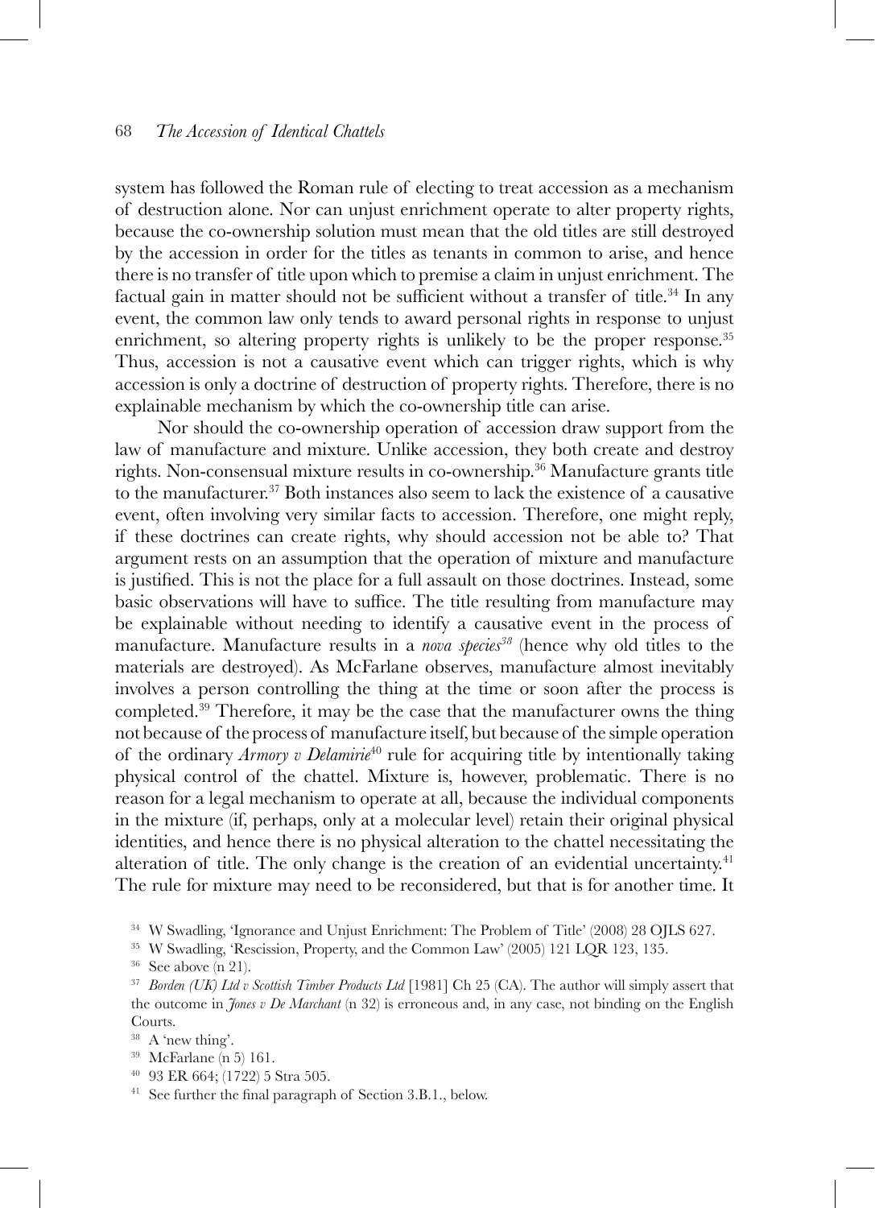system has followed the Roman rule of electing to treat accession as a mechanism of destruction alone. Nor can unjust enrichment operate to alter property rights, because the co-ownership solution must mean that the old titles are still destroyed by the accession in order for the titles as tenants in common to arise, and hence there is no transfer of title upon which to premise a claim in unjust enrichment. The factual gain in matter should not be sufficient without a transfer of title.[34] In any event, the common law only tends to award personal rights in response to unjust enrichment, so altering property rights is unlikely to be the proper response.[35] Thus, accession is not a causative event which can trigger rights, which is why accession is only a doctrine of destruction of property rights. Therefore, there is no explainable mechanism by which the co-ownership title can arise.

Nor should the co-ownership operation of accession draw support from the law of manufacture and mixture. Unlike accession, they both create and destroy rights. Non-consensual mixture results in co-ownership.[36] Manufacture grants title to the manufacturer.[37] Both instances also seem to lack the existence of a causative event, often involving very similar facts to accession. Therefore, one might reply, if these doctrines can create rights, why should accession not be able to? That argument rests on an assumption that the operation of mixture and manufacture is justified. This is not the place for a full assault on those doctrines. Instead, some basic observations will have to suffice. The title resulting from manufacture may be explainable without needing to identify a causative event in the process of manufacture. Manufacture results in a *nova species*[38] (hence why old titles to the materials are destroyed). As McFarlane observes, manufacture almost inevitably involves a person controlling the thing at the time or soon after the process is completed.[39] Therefore, it may be the case that the manufacturer owns the thing not because of the process of manufacture itself, but because of the simple operation of the ordinary *Armory v Delamirie*[40] rule for acquiring title by intentionally taking physical control of the chattel. Mixture is, however, problematic. There is no reason for a legal mechanism to operate at all, because the individual components in the mixture (if, perhaps, only at a molecular level) retain their original physical identities, and hence there is no physical alteration to the chattel necessitating the alteration of title. The only change is the creation of an evidential uncertainty.[41] The rule for mixture may need to be reconsidered, but that is for another time. It

[34] W Swadling, 'Ignorance and Unjust Enrichment: The Problem of Title' (2008) 28 OJLS 627.

[35] W Swadling, 'Rescission, Property, and the Common Law' (2005) 121 LQR 123, 135.

[36] See above (n 21).

[37] *Borden (UK) Ltd v Scottish Timber Products Ltd* [1981] Ch 25 (CA). The author will simply assert that the outcome in *Jones v De Marchant* (n 32) is erroneous and, in any case, not binding on the English Courts.

[38] A 'new thing'.

[39] McFarlane (n 5) 161.

[40] 93 ER 664; (1722) 5 Stra 505.

[41] See further the final paragraph of Section 3.B.1., below.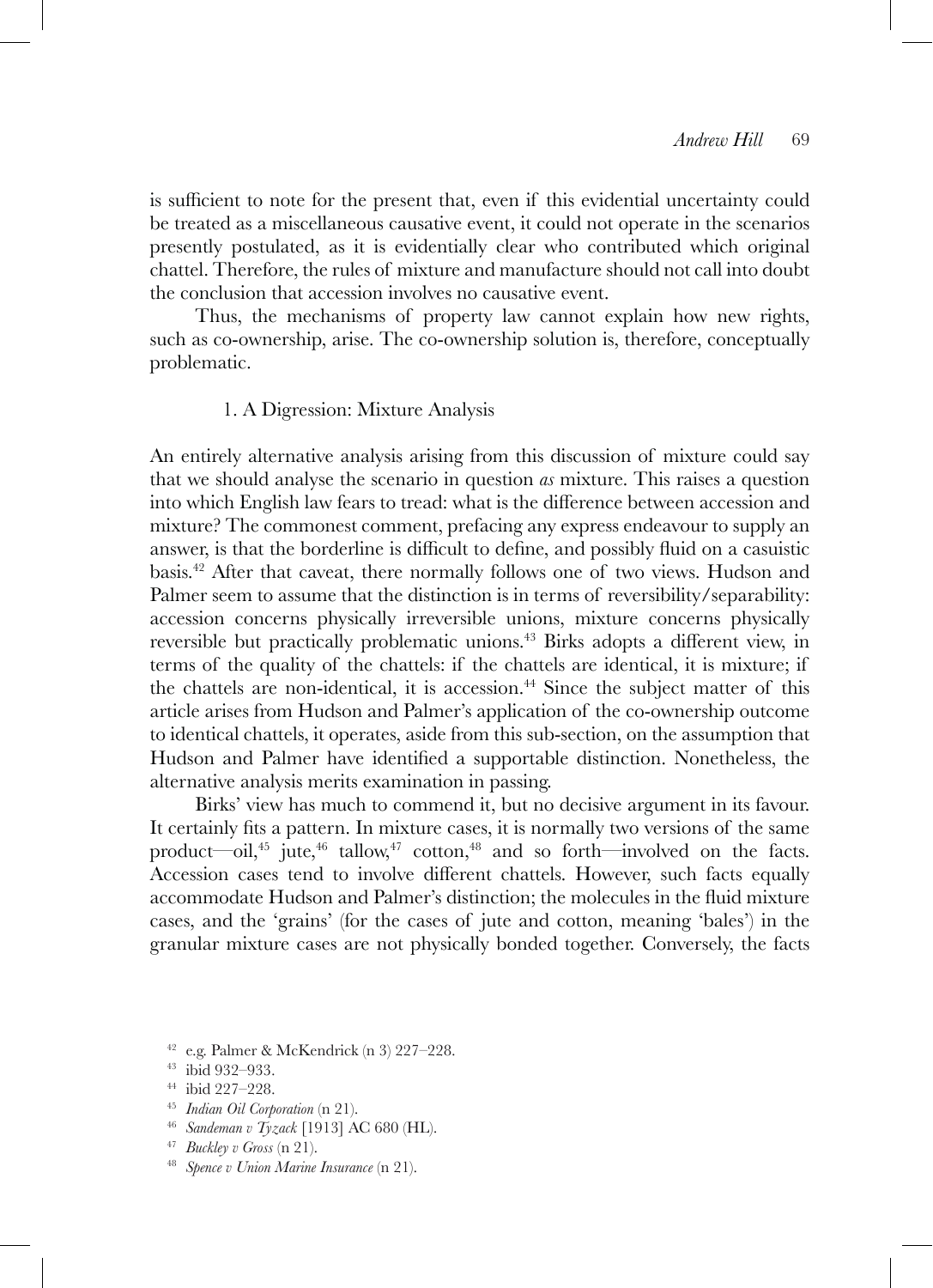is sufficient to note for the present that, even if this evidential uncertainty could be treated as a miscellaneous causative event, it could not operate in the scenarios presently postulated, as it is evidentially clear who contributed which original chattel. Therefore, the rules of mixture and manufacture should not call into doubt the conclusion that accession involves no causative event.

Thus, the mechanisms of property law cannot explain how new rights, such as co-ownership, arise. The co-ownership solution is, therefore, conceptually problematic.

### 1. A Digression: Mixture Analysis

An entirely alternative analysis arising from this discussion of mixture could say that we should analyse the scenario in question *as* mixture. This raises a question into which English law fears to tread: what is the difference between accession and mixture? The commonest comment, prefacing any express endeavour to supply an answer, is that the borderline is difficult to define, and possibly fluid on a casuistic basis.[42] After that caveat, there normally follows one of two views. Hudson and Palmer seem to assume that the distinction is in terms of reversibility/separability: accession concerns physically irreversible unions, mixture concerns physically reversible but practically problematic unions.[43] Birks adopts a different view, in terms of the quality of the chattels: if the chattels are identical, it is mixture; if the chattels are non-identical, it is accession.[44] Since the subject matter of this article arises from Hudson and Palmer's application of the co-ownership outcome to identical chattels, it operates, aside from this sub-section, on the assumption that Hudson and Palmer have identified a supportable distinction. Nonetheless, the alternative analysis merits examination in passing.

Birks' view has much to commend it, but no decisive argument in its favour. It certainly fits a pattern. In mixture cases, it is normally two versions of the same product—oil,[45] jute,[46] tallow,[47] cotton,[48] and so forth—involved on the facts. Accession cases tend to involve different chattels. However, such facts equally accommodate Hudson and Palmer's distinction; the molecules in the fluid mixture cases, and the 'grains' (for the cases of jute and cotton, meaning 'bales') in the granular mixture cases are not physically bonded together. Conversely, the facts

[42] e.g. Palmer & McKendrick (n 3) 227–228.

[43] ibid 932–933.

[44] ibid 227–228.

[45] *Indian Oil Corporation* (n 21).

[46] *Sandeman v Tyzack* [1913] AC 680 (HL).

[47] *Buckley v Gross* (n 21).

[48] *Spence v Union Marine Insurance* (n 21).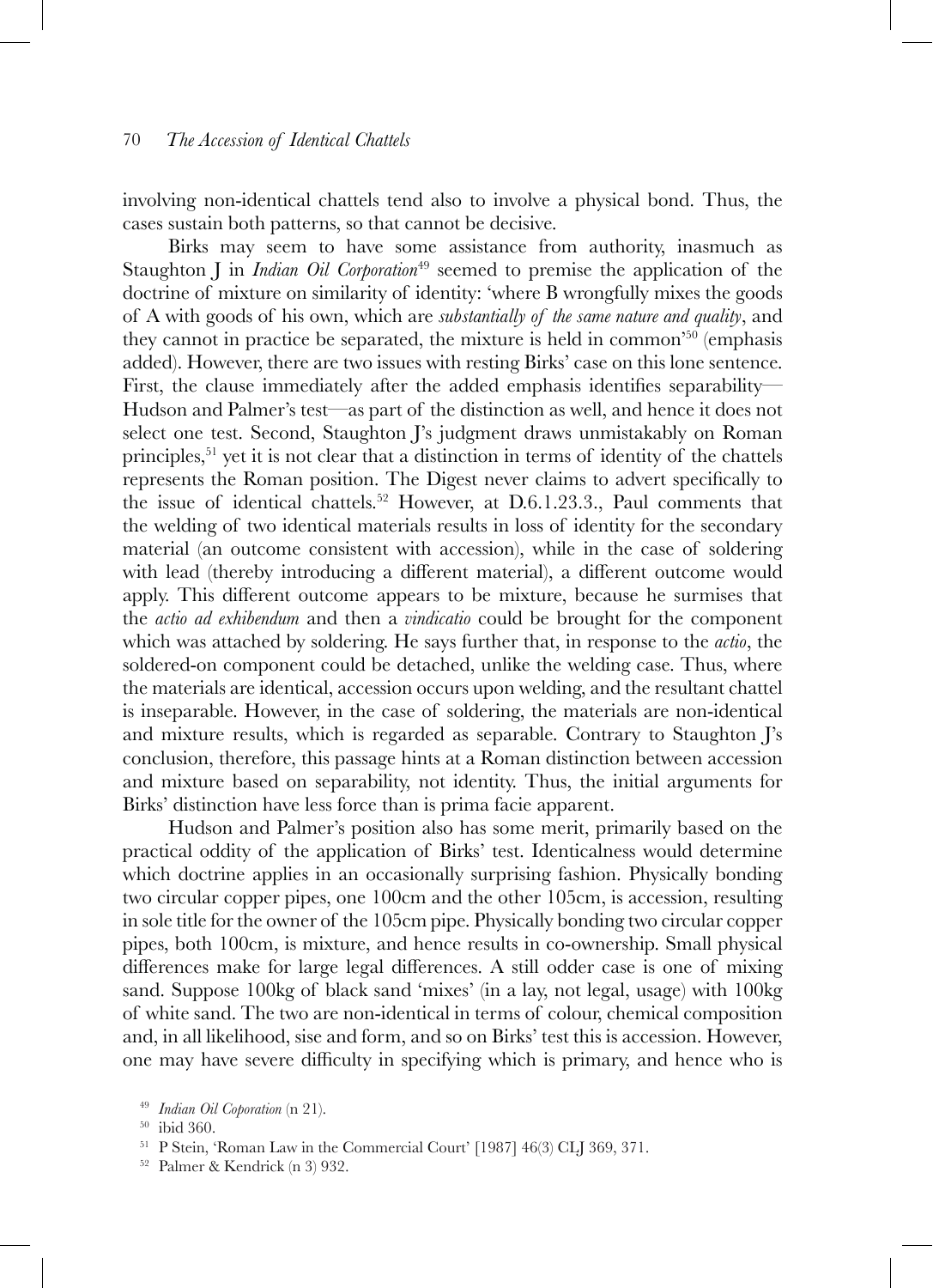involving non-identical chattels tend also to involve a physical bond. Thus, the cases sustain both patterns, so that cannot be decisive.

Birks may seem to have some assistance from authority, inasmuch as Staughton J in *Indian Oil Corporation*[49] seemed to premise the application of the doctrine of mixture on similarity of identity: 'where B wrongfully mixes the goods of A with goods of his own, which are *substantially of the same nature and quality*, and they cannot in practice be separated, the mixture is held in common'[50] (emphasis added). However, there are two issues with resting Birks' case on this lone sentence. First, the clause immediately after the added emphasis identifies separability—Hudson and Palmer's test—as part of the distinction as well, and hence it does not select one test. Second, Staughton J's judgment draws unmistakably on Roman principles,[51] yet it is not clear that a distinction in terms of identity of the chattels represents the Roman position. The Digest never claims to advert specifically to the issue of identical chattels.[52] However, at D.6.1.23.3., Paul comments that the welding of two identical materials results in loss of identity for the secondary material (an outcome consistent with accession), while in the case of soldering with lead (thereby introducing a different material), a different outcome would apply. This different outcome appears to be mixture, because he surmises that the *actio ad exhibendum* and then a *vindicatio* could be brought for the component which was attached by soldering. He says further that, in response to the *actio*, the soldered-on component could be detached, unlike the welding case. Thus, where the materials are identical, accession occurs upon welding, and the resultant chattel is inseparable. However, in the case of soldering, the materials are non-identical and mixture results, which is regarded as separable. Contrary to Staughton J's conclusion, therefore, this passage hints at a Roman distinction between accession and mixture based on separability, not identity. Thus, the initial arguments for Birks' distinction have less force than is prima facie apparent.

Hudson and Palmer's position also has some merit, primarily based on the practical oddity of the application of Birks' test. Identicalness would determine which doctrine applies in an occasionally surprising fashion. Physically bonding two circular copper pipes, one 100cm and the other 105cm, is accession, resulting in sole title for the owner of the 105cm pipe. Physically bonding two circular copper pipes, both 100cm, is mixture, and hence results in co-ownership. Small physical differences make for large legal differences. A still odder case is one of mixing sand. Suppose 100kg of black sand 'mixes' (in a lay, not legal, usage) with 100kg of white sand. The two are non-identical in terms of colour, chemical composition and, in all likelihood, sise and form, and so on Birks' test this is accession. However, one may have severe difficulty in specifying which is primary, and hence who is

[49] *Indian Oil Coporation* (n 21).

[50] ibid 360.

[51] P Stein, 'Roman Law in the Commercial Court' [1987] 46(3) CLJ 369, 371.

[52] Palmer & Kendrick (n 3) 932.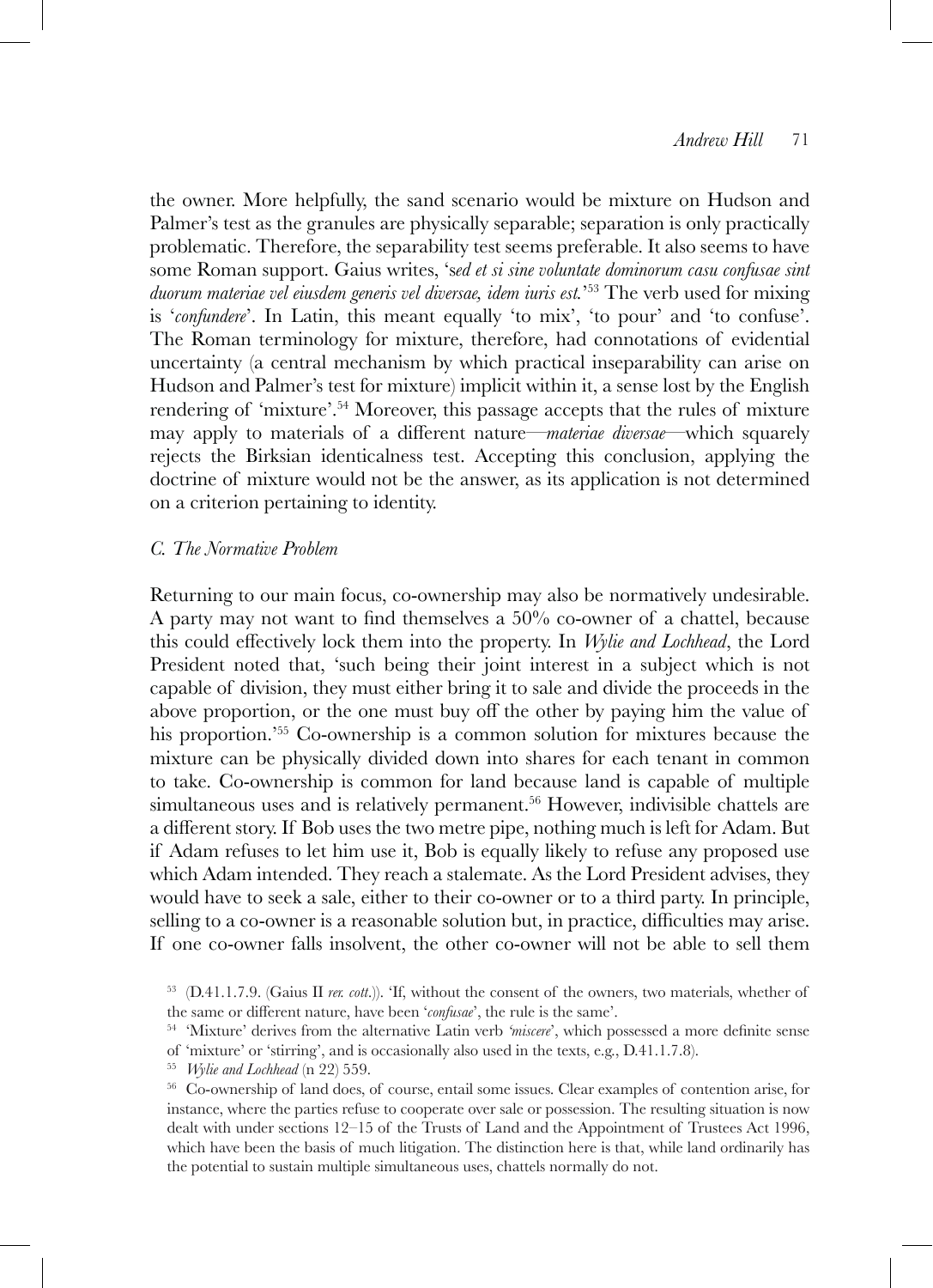the owner. More helpfully, the sand scenario would be mixture on Hudson and Palmer's test as the granules are physically separable; separation is only practically problematic. Therefore, the separability test seems preferable. It also seems to have some Roman support. Gaius writes, '*sed et si sine voluntate dominorum casu confusae sint duorum materiae vel eiusdem generis vel diversae, idem iuris est.*'[53] The verb used for mixing is '*confundere*'. In Latin, this meant equally 'to mix', 'to pour' and 'to confuse'. The Roman terminology for mixture, therefore, had connotations of evidential uncertainty (a central mechanism by which practical inseparability can arise on Hudson and Palmer's test for mixture) implicit within it, a sense lost by the English rendering of 'mixture'.[54] Moreover, this passage accepts that the rules of mixture may apply to materials of a different nature—*materiae diversae*—which squarely rejects the Birksian identicalness test. Accepting this conclusion, applying the doctrine of mixture would not be the answer, as its application is not determined on a criterion pertaining to identity.

### C. The Normative Problem

Returning to our main focus, co-ownership may also be normatively undesirable. A party may not want to find themselves a 50% co-owner of a chattel, because this could effectively lock them into the property. In *Wylie and Lochhead*, the Lord President noted that, 'such being their joint interest in a subject which is not capable of division, they must either bring it to sale and divide the proceeds in the above proportion, or the one must buy off the other by paying him the value of his proportion.'[55] Co-ownership is a common solution for mixtures because the mixture can be physically divided down into shares for each tenant in common to take. Co-ownership is common for land because land is capable of multiple simultaneous uses and is relatively permanent.[56] However, indivisible chattels are a different story. If Bob uses the two metre pipe, nothing much is left for Adam. But if Adam refuses to let him use it, Bob is equally likely to refuse any proposed use which Adam intended. They reach a stalemate. As the Lord President advises, they would have to seek a sale, either to their co-owner or to a third party. In principle, selling to a co-owner is a reasonable solution but, in practice, difficulties may arise. If one co-owner falls insolvent, the other co-owner will not be able to sell them

---

[53] (D.41.1.7.9. (Gaius II *rer. cott.*)). 'If, without the consent of the owners, two materials, whether of the same or different nature, have been '*confusae*', the rule is the same'.

[54] 'Mixture' derives from the alternative Latin verb '*miscere*', which possessed a more definite sense of 'mixture' or 'stirring', and is occasionally also used in the texts, e.g., D.41.1.7.8).

[55] *Wylie and Lochhead* (n 22) 559.

[56] Co-ownership of land does, of course, entail some issues. Clear examples of contention arise, for instance, where the parties refuse to cooperate over sale or possession. The resulting situation is now dealt with under sections 12–15 of the Trusts of Land and the Appointment of Trustees Act 1996, which have been the basis of much litigation. The distinction here is that, while land ordinarily has the potential to sustain multiple simultaneous uses, chattels normally do not.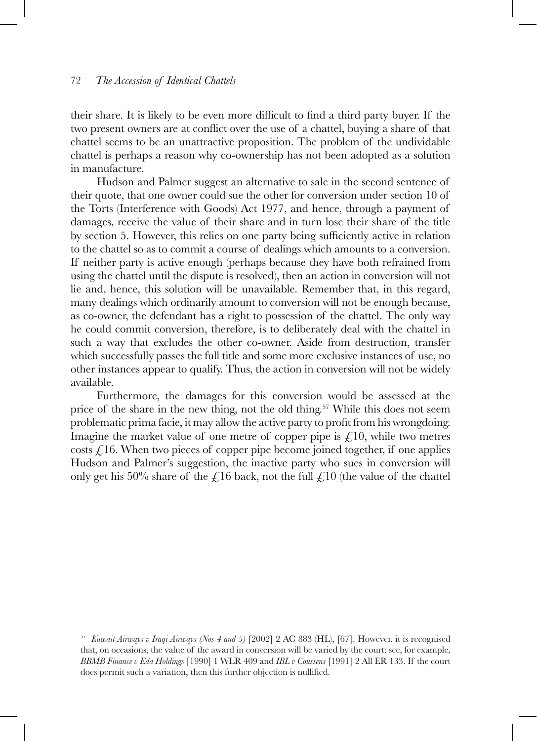their share. It is likely to be even more difficult to find a third party buyer. If the two present owners are at conflict over the use of a chattel, buying a share of that chattel seems to be an unattractive proposition. The problem of the undividable chattel is perhaps a reason why co-ownership has not been adopted as a solution in manufacture.

Hudson and Palmer suggest an alternative to sale in the second sentence of their quote, that one owner could sue the other for conversion under section 10 of the Torts (Interference with Goods) Act 1977, and hence, through a payment of damages, receive the value of their share and in turn lose their share of the title by section 5. However, this relies on one party being sufficiently active in relation to the chattel so as to commit a course of dealings which amounts to a conversion. If neither party is active enough (perhaps because they have both refrained from using the chattel until the dispute is resolved), then an action in conversion will not lie and, hence, this solution will be unavailable. Remember that, in this regard, many dealings which ordinarily amount to conversion will not be enough because, as co-owner, the defendant has a right to possession of the chattel. The only way he could commit conversion, therefore, is to deliberately deal with the chattel in such a way that excludes the other co-owner. Aside from destruction, transfer which successfully passes the full title and some more exclusive instances of use, no other instances appear to qualify. Thus, the action in conversion will not be widely available.

Furthermore, the damages for this conversion would be assessed at the price of the share in the new thing, not the old thing.[57] While this does not seem problematic prima facie, it may allow the active party to profit from his wrongdoing. Imagine the market value of one metre of copper pipe is £10, while two metres costs £16. When two pieces of copper pipe become joined together, if one applies Hudson and Palmer's suggestion, the inactive party who sues in conversion will only get his 50% share of the £16 back, not the full £10 (the value of the chattel

[57] *Kuwait Airways v Iraqi Airways (Nos 4 and 5)* [2002] 2 AC 883 (HL), [67]. However, it is recognised that, on occasions, the value of the award in conversion will be varied by the court: see, for example, *BBMB Finance v Eda Holdings* [1990] 1 WLR 409 and *IBL v Coussens* [1991] 2 All ER 133. If the court does permit such a variation, then this further objection is nullified.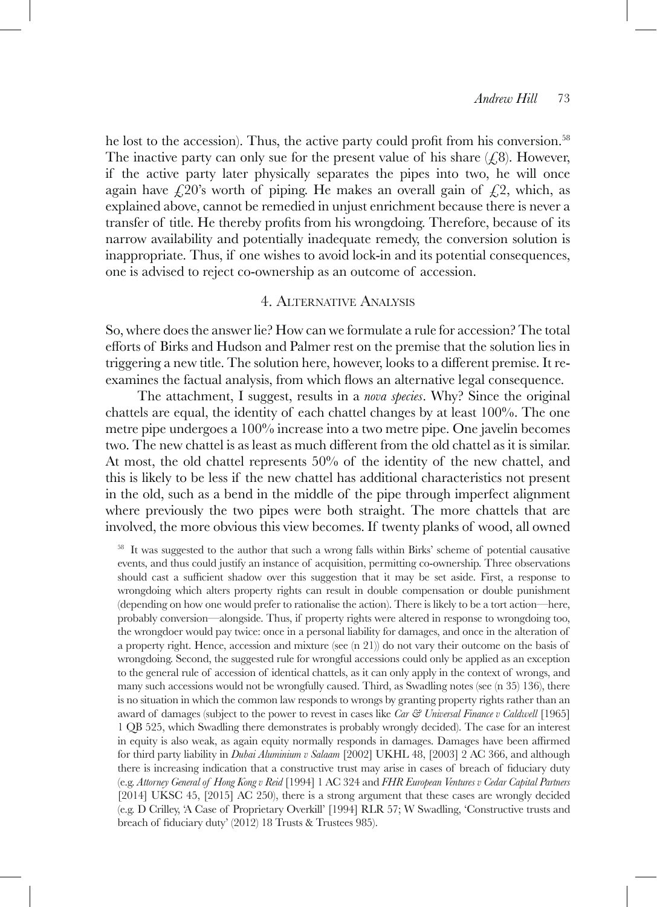he lost to the accession). Thus, the active party could profit from his conversion.[58] The inactive party can only sue for the present value of his share (£8). However, if the active party later physically separates the pipes into two, he will once again have £20's worth of piping. He makes an overall gain of £2, which, as explained above, cannot be remedied in unjust enrichment because there is never a transfer of title. He thereby profits from his wrongdoing. Therefore, because of its narrow availability and potentially inadequate remedy, the conversion solution is inappropriate. Thus, if one wishes to avoid lock-in and its potential consequences, one is advised to reject co-ownership as an outcome of accession.

## 4. Alternative Analysis

So, where does the answer lie? How can we formulate a rule for accession? The total efforts of Birks and Hudson and Palmer rest on the premise that the solution lies in triggering a new title. The solution here, however, looks to a different premise. It re-examines the factual analysis, from which flows an alternative legal consequence.

The attachment, I suggest, results in a *nova species*. Why? Since the original chattels are equal, the identity of each chattel changes by at least 100%. The one metre pipe undergoes a 100% increase into a two metre pipe. One javelin becomes two. The new chattel is as least as much different from the old chattel as it is similar. At most, the old chattel represents 50% of the identity of the new chattel, and this is likely to be less if the new chattel has additional characteristics not present in the old, such as a bend in the middle of the pipe through imperfect alignment where previously the two pipes were both straight. The more chattels that are involved, the more obvious this view becomes. If twenty planks of wood, all owned

[58] It was suggested to the author that such a wrong falls within Birks' scheme of potential causative events, and thus could justify an instance of acquisition, permitting co-ownership. Three observations should cast a sufficient shadow over this suggestion that it may be set aside. First, a response to wrongdoing which alters property rights can result in double compensation or double punishment (depending on how one would prefer to rationalise the action). There is likely to be a tort action—here, probably conversion—alongside. Thus, if property rights were altered in response to wrongdoing too, the wrongdoer would pay twice: once in a personal liability for damages, and once in the alteration of a property right. Hence, accession and mixture (see (n 21)) do not vary their outcome on the basis of wrongdoing. Second, the suggested rule for wrongful accessions could only be applied as an exception to the general rule of accession of identical chattels, as it can only apply in the context of wrongs, and many such accessions would not be wrongfully caused. Third, as Swadling notes (see (n 35) 136), there is no situation in which the common law responds to wrongs by granting property rights rather than an award of damages (subject to the power to revest in cases like *Car & Universal Finance v Caldwell* [1965] 1 QB 525, which Swadling there demonstrates is probably wrongly decided). The case for an interest in equity is also weak, as again equity normally responds in damages. Damages have been affirmed for third party liability in *Dubai Aluminium v Salaam* [2002] UKHL 48, [2003] 2 AC 366, and although there is increasing indication that a constructive trust may arise in cases of breach of fiduciary duty (e.g. *Attorney General of Hong Kong v Reid* [1994] 1 AC 324 and *FHR European Ventures v Cedar Capital Partners* [2014] UKSC 45, [2015] AC 250), there is a strong argument that these cases are wrongly decided (e.g. D Crilley, 'A Case of Proprietary Overkill' [1994] RLR 57; W Swadling, 'Constructive trusts and breach of fiduciary duty' (2012) 18 Trusts & Trustees 985).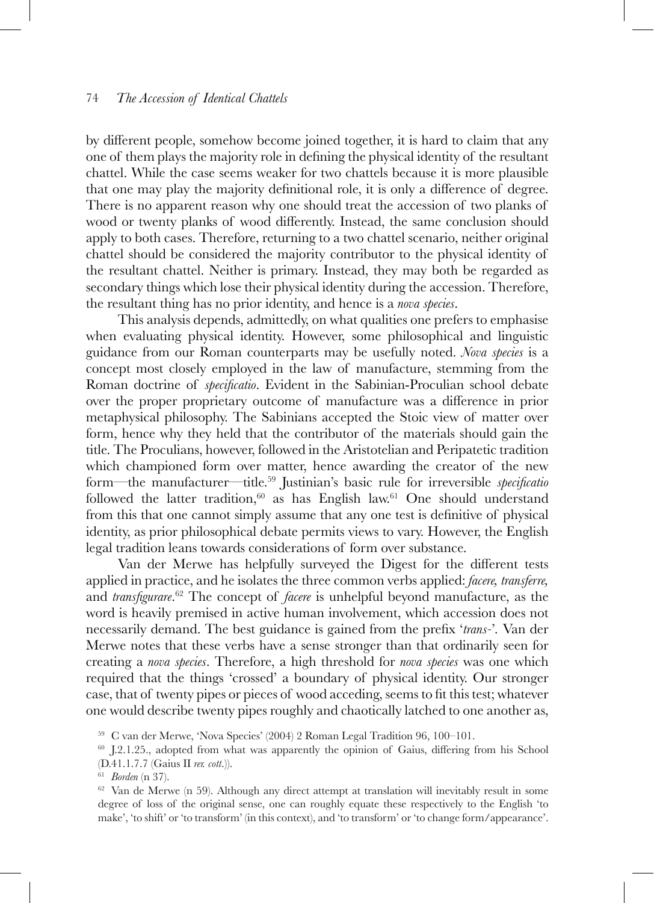by different people, somehow become joined together, it is hard to claim that any one of them plays the majority role in defining the physical identity of the resultant chattel. While the case seems weaker for two chattels because it is more plausible that one may play the majority definitional role, it is only a difference of degree. There is no apparent reason why one should treat the accession of two planks of wood or twenty planks of wood differently. Instead, the same conclusion should apply to both cases. Therefore, returning to a two chattel scenario, neither original chattel should be considered the majority contributor to the physical identity of the resultant chattel. Neither is primary. Instead, they may both be regarded as secondary things which lose their physical identity during the accession. Therefore, the resultant thing has no prior identity, and hence is a *nova species*.

This analysis depends, admittedly, on what qualities one prefers to emphasise when evaluating physical identity. However, some philosophical and linguistic guidance from our Roman counterparts may be usefully noted. *Nova species* is a concept most closely employed in the law of manufacture, stemming from the Roman doctrine of *specificatio*. Evident in the Sabinian-Proculian school debate over the proper proprietary outcome of manufacture was a difference in prior metaphysical philosophy. The Sabinians accepted the Stoic view of matter over form, hence why they held that the contributor of the materials should gain the title. The Proculians, however, followed in the Aristotelian and Peripatetic tradition which championed form over matter, hence awarding the creator of the new form—the manufacturer—title.[59] Justinian's basic rule for irreversible *specificatio* followed the latter tradition,[60] as has English law.[61] One should understand from this that one cannot simply assume that any one test is definitive of physical identity, as prior philosophical debate permits views to vary. However, the English legal tradition leans towards considerations of form over substance.

Van der Merwe has helpfully surveyed the Digest for the different tests applied in practice, and he isolates the three common verbs applied: *facere, transferre,* and *transfigurare*.[62] The concept of *facere* is unhelpful beyond manufacture, as the word is heavily premised in active human involvement, which accession does not necessarily demand. The best guidance is gained from the prefix '*trans-*'. Van der Merwe notes that these verbs have a sense stronger than that ordinarily seen for creating a *nova species*. Therefore, a high threshold for *nova species* was one which required that the things 'crossed' a boundary of physical identity. Our stronger case, that of twenty pipes or pieces of wood acceding, seems to fit this test; whatever one would describe twenty pipes roughly and chaotically latched to one another as,

[59] C van der Merwe, 'Nova Species' (2004) 2 Roman Legal Tradition 96, 100–101.

[60] J.2.1.25., adopted from what was apparently the opinion of Gaius, differing from his School (D.41.1.7.7 (Gaius II *rer. cott.*)).

[61] *Borden* (n 37).

[62] Van de Merwe (n 59). Although any direct attempt at translation will inevitably result in some degree of loss of the original sense, one can roughly equate these respectively to the English 'to make', 'to shift' or 'to transform' (in this context), and 'to transform' or 'to change form/appearance'.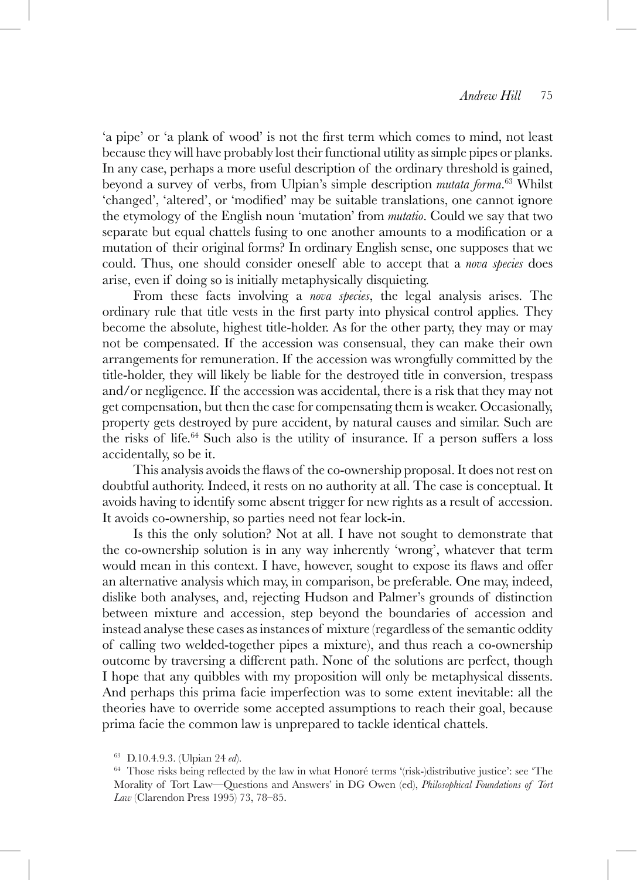'a pipe' or 'a plank of wood' is not the first term which comes to mind, not least because they will have probably lost their functional utility as simple pipes or planks. In any case, perhaps a more useful description of the ordinary threshold is gained, beyond a survey of verbs, from Ulpian's simple description *mutata forma*.[63] Whilst 'changed', 'altered', or 'modified' may be suitable translations, one cannot ignore the etymology of the English noun 'mutation' from *mutatio*. Could we say that two separate but equal chattels fusing to one another amounts to a modification or a mutation of their original forms? In ordinary English sense, one supposes that we could. Thus, one should consider oneself able to accept that a *nova species* does arise, even if doing so is initially metaphysically disquieting.

From these facts involving a *nova species*, the legal analysis arises. The ordinary rule that title vests in the first party into physical control applies. They become the absolute, highest title-holder. As for the other party, they may or may not be compensated. If the accession was consensual, they can make their own arrangements for remuneration. If the accession was wrongfully committed by the title-holder, they will likely be liable for the destroyed title in conversion, trespass and/or negligence. If the accession was accidental, there is a risk that they may not get compensation, but then the case for compensating them is weaker. Occasionally, property gets destroyed by pure accident, by natural causes and similar. Such are the risks of life.[64] Such also is the utility of insurance. If a person suffers a loss accidentally, so be it.

This analysis avoids the flaws of the co-ownership proposal. It does not rest on doubtful authority. Indeed, it rests on no authority at all. The case is conceptual. It avoids having to identify some absent trigger for new rights as a result of accession. It avoids co-ownership, so parties need not fear lock-in.

Is this the only solution? Not at all. I have not sought to demonstrate that the co-ownership solution is in any way inherently 'wrong', whatever that term would mean in this context. I have, however, sought to expose its flaws and offer an alternative analysis which may, in comparison, be preferable. One may, indeed, dislike both analyses, and, rejecting Hudson and Palmer's grounds of distinction between mixture and accession, step beyond the boundaries of accession and instead analyse these cases as instances of mixture (regardless of the semantic oddity of calling two welded-together pipes a mixture), and thus reach a co-ownership outcome by traversing a different path. None of the solutions are perfect, though I hope that any quibbles with my proposition will only be metaphysical dissents. And perhaps this prima facie imperfection was to some extent inevitable: all the theories have to override some accepted assumptions to reach their goal, because prima facie the common law is unprepared to tackle identical chattels.

[63] D.10.4.9.3. (Ulpian 24 *ed*).

[64] Those risks being reflected by the law in what Honoré terms '(risk-)distributive justice': see 'The Morality of Tort Law—Questions and Answers' in DG Owen (ed), *Philosophical Foundations of Tort Law* (Clarendon Press 1995) 73, 78–85.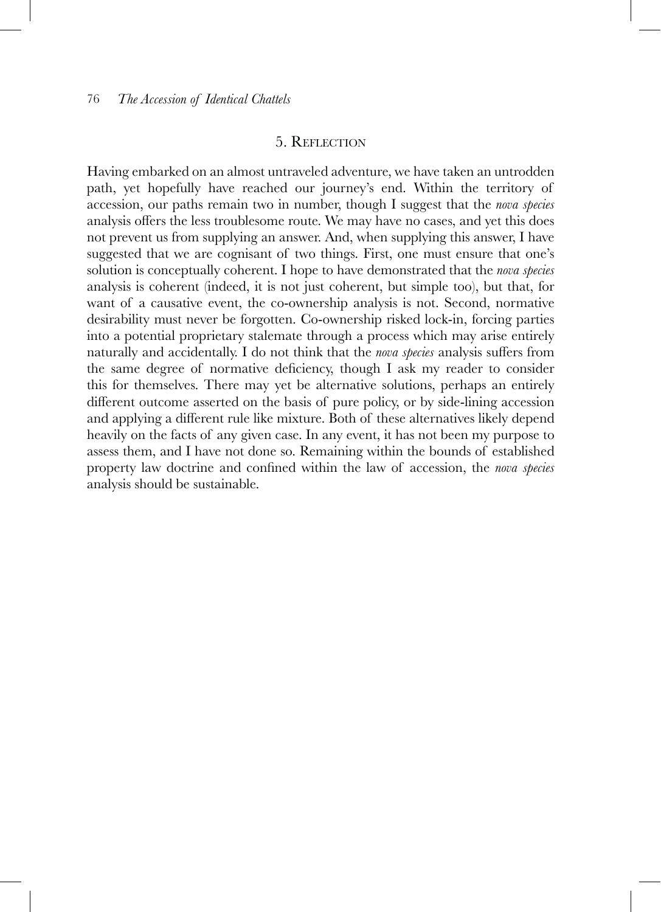## 5. Reflection

Having embarked on an almost untraveled adventure, we have taken an untrodden path, yet hopefully have reached our journey's end. Within the territory of accession, our paths remain two in number, though I suggest that the *nova species* analysis offers the less troublesome route. We may have no cases, and yet this does not prevent us from supplying an answer. And, when supplying this answer, I have suggested that we are cognisant of two things. First, one must ensure that one's solution is conceptually coherent. I hope to have demonstrated that the *nova species* analysis is coherent (indeed, it is not just coherent, but simple too), but that, for want of a causative event, the co-ownership analysis is not. Second, normative desirability must never be forgotten. Co-ownership risked lock-in, forcing parties into a potential proprietary stalemate through a process which may arise entirely naturally and accidentally. I do not think that the *nova species* analysis suffers from the same degree of normative deficiency, though I ask my reader to consider this for themselves. There may yet be alternative solutions, perhaps an entirely different outcome asserted on the basis of pure policy, or by side-lining accession and applying a different rule like mixture. Both of these alternatives likely depend heavily on the facts of any given case. In any event, it has not been my purpose to assess them, and I have not done so. Remaining within the bounds of established property law doctrine and confined within the law of accession, the *nova species* analysis should be sustainable.